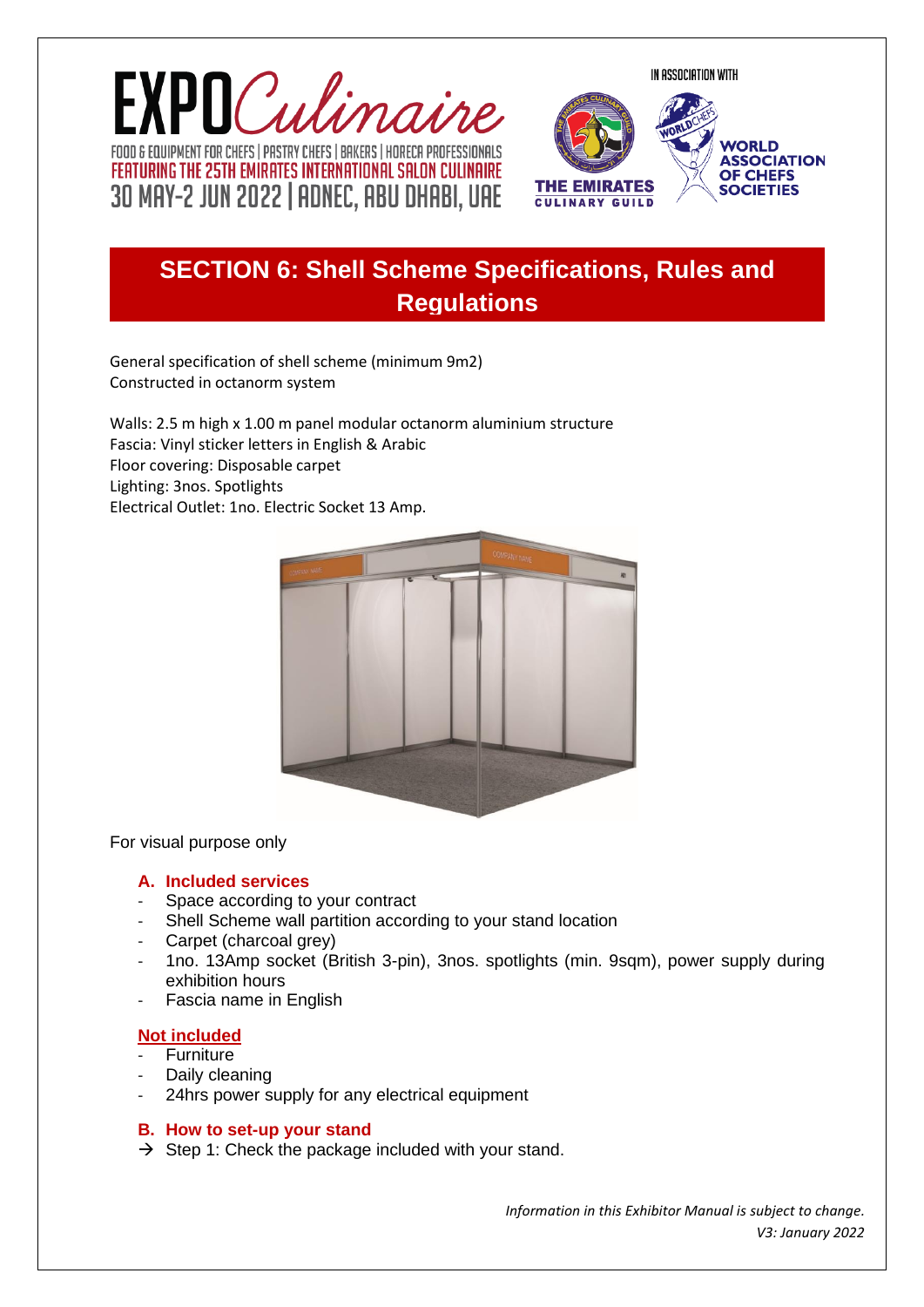EXPO Culinaire

FOOD & EQUIPMENT FOR CHEFS | PASTRY CHEFS | BAKERS | HORECA PROFESSIONALS

FEATURING THE 25TH EMIRATES INTERNATIONAL SALON CULINAIRE

30 MAY-2 JUN 2022 | ADNEC, ABU DHABI, UAE

IN ASSOCIATION WITH

THE EMIRATES CULINARY GUILD

WORLD ASSOCIATION OF CHEFS SOCIETIES

# SECTION 6: Shell Scheme Specifications, Rules and Regulations

General specification of shell scheme (minimum 9m2)
Constructed in octanorm system

Walls: 2.5 m high x 1.00 m panel modular octanorm aluminium structure
Fascia: Vinyl sticker letters in English & Arabic
Floor covering: Disposable carpet
Lighting: 3nos. Spotlights
Electrical Outlet: 1no. Electric Socket 13 Amp.

For visual purpose only

### A. Included services

- Space according to your contract
- Shell Scheme wall partition according to your stand location
- Carpet (charcoal grey)
- 1no. 13Amp socket (British 3-pin), 3nos. spotlights (min. 9sqm), power supply during exhibition hours
- Fascia name in English

### Not included

- Furniture
- Daily cleaning
- 24hrs power supply for any electrical equipment

### B. How to set-up your stand

→ Step 1: Check the package included with your stand.

*Information in this Exhibitor Manual is subject to change.*
*V3: January 2022*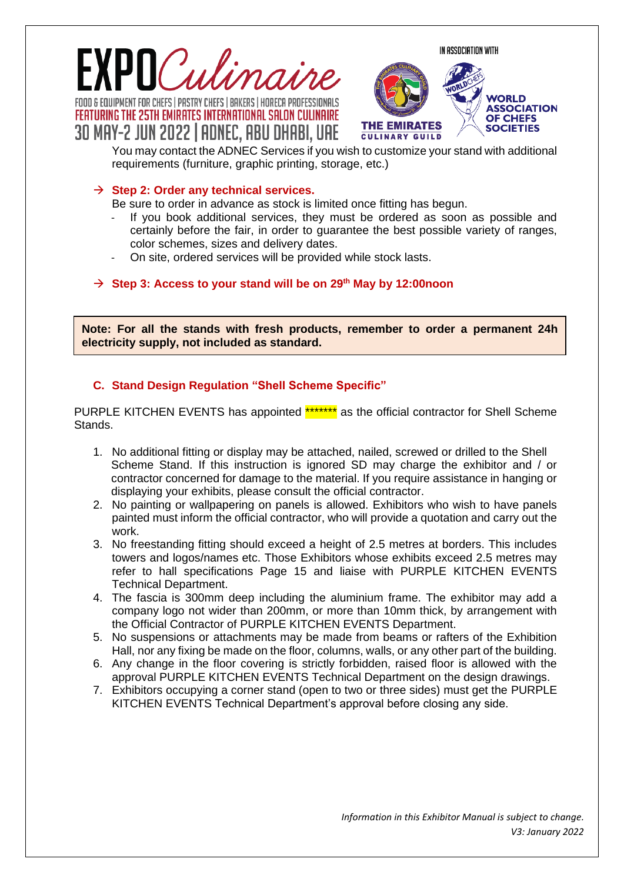You may contact the ADNEC Services if you wish to customize your stand with additional requirements (furniture, graphic printing, storage, etc.)

→ **Step 2: Order any technical services.**

Be sure to order in advance as stock is limited once fitting has begun.

- If you book additional services, they must be ordered as soon as possible and certainly before the fair, in order to guarantee the best possible variety of ranges, color schemes, sizes and delivery dates.
- On site, ordered services will be provided while stock lasts.

→ **Step 3: Access to your stand will be on 29th May by 12:00noon**

**Note: For all the stands with fresh products, remember to order a permanent 24h electricity supply, not included as standard.**

### C. Stand Design Regulation "Shell Scheme Specific"

PURPLE KITCHEN EVENTS has appointed ******* as the official contractor for Shell Scheme Stands.

1. No additional fitting or display may be attached, nailed, screwed or drilled to the Shell Scheme Stand. If this instruction is ignored SD may charge the exhibitor and / or contractor concerned for damage to the material. If you require assistance in hanging or displaying your exhibits, please consult the official contractor.
2. No painting or wallpapering on panels is allowed. Exhibitors who wish to have panels painted must inform the official contractor, who will provide a quotation and carry out the work.
3. No freestanding fitting should exceed a height of 2.5 metres at borders. This includes towers and logos/names etc. Those Exhibitors whose exhibits exceed 2.5 metres may refer to hall specifications Page 15 and liaise with PURPLE KITCHEN EVENTS Technical Department.
4. The fascia is 300mm deep including the aluminium frame. The exhibitor may add a company logo not wider than 200mm, or more than 10mm thick, by arrangement with the Official Contractor of PURPLE KITCHEN EVENTS Department.
5. No suspensions or attachments may be made from beams or rafters of the Exhibition Hall, nor any fixing be made on the floor, columns, walls, or any other part of the building.
6. Any change in the floor covering is strictly forbidden, raised floor is allowed with the approval PURPLE KITCHEN EVENTS Technical Department on the design drawings.
7. Exhibitors occupying a corner stand (open to two or three sides) must get the PURPLE KITCHEN EVENTS Technical Department's approval before closing any side.